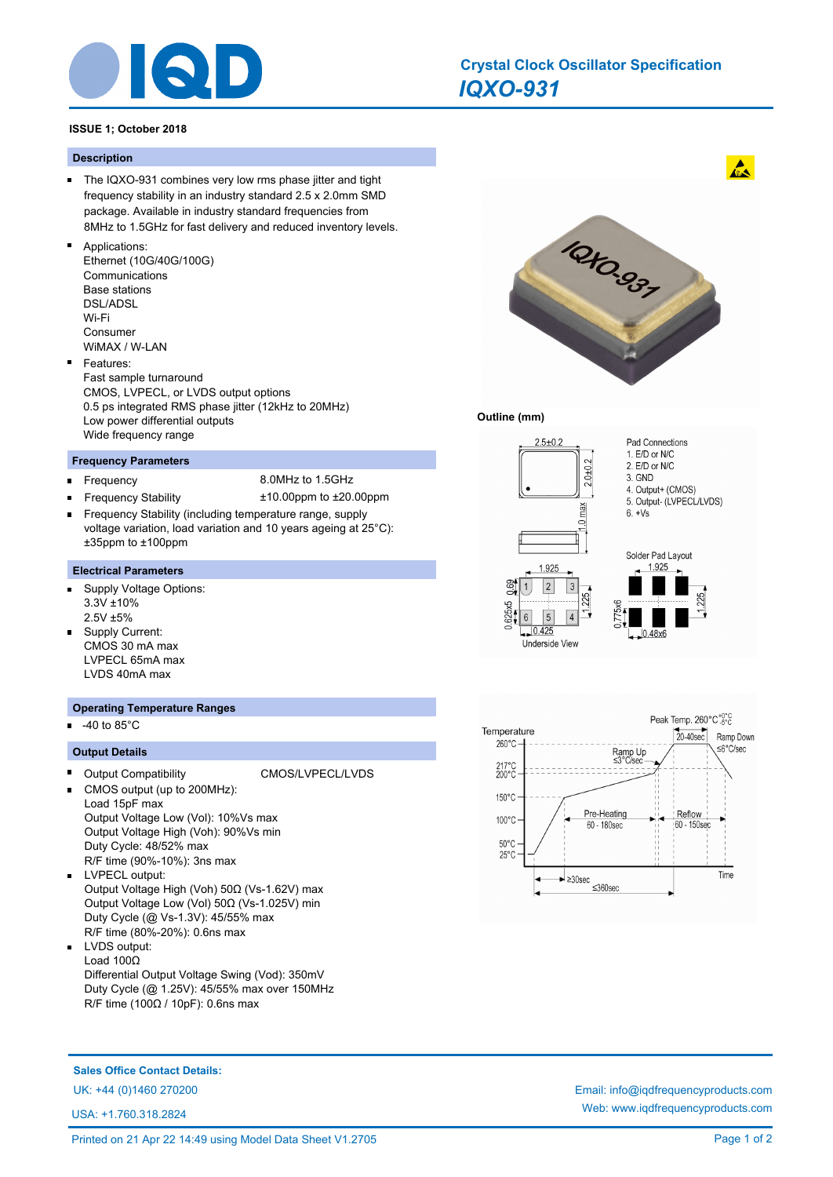# Crystal Clock Oscillator Specification

## *IQXO-931*

**ISSUE 1; October 2018**

## Description

- The IQXO-931 combines very low rms phase jitter and tight frequency stability in an industry standard 2.5 x 2.0mm SMD package. Available in industry standard frequencies from 8MHz to 1.5GHz for fast delivery and reduced inventory levels.
- Applications:
  Ethernet (10G/40G/100G)
  Communications
  Base stations
  DSL/ADSL
  Wi-Fi
  Consumer
  WiMAX / W-LAN
- Features:
  Fast sample turnaround
  CMOS, LVPECL, or LVDS output options
  0.5 ps integrated RMS phase jitter (12kHz to 20MHz)
  Low power differential outputs
  Wide frequency range

## Frequency Parameters

- Frequency: 8.0MHz to 1.5GHz
- Frequency Stability: ±10.00ppm to ±20.00ppm
- Frequency Stability (including temperature range, supply voltage variation, load variation and 10 years ageing at 25°C): ±35ppm to ±100ppm

## Electrical Parameters

- Supply Voltage Options:
  3.3V ±10%
  2.5V ±5%
- Supply Current:
  CMOS 30 mA max
  LVPECL 65mA max
  LVDS 40mA max

## Operating Temperature Ranges

- -40 to 85°C

## Output Details

- Output Compatibility: CMOS/LVPECL/LVDS
- CMOS output (up to 200MHz):
  Load 15pF max
  Output Voltage Low (Vol): 10%Vs max
  Output Voltage High (Voh): 90%Vs min
  Duty Cycle: 48/52% max
  R/F time (90%-10%): 3ns max
- LVPECL output:
  Output Voltage High (Voh) 50Ω (Vs-1.62V) max
  Output Voltage Low (Vol) 50Ω (Vs-1.025V) min
  Duty Cycle (@ Vs-1.3V): 45/55% max
  R/F time (80%-20%): 0.6ns max
- LVDS output:
  Load 100Ω
  Differential Output Voltage Swing (Vod): 350mV
  Duty Cycle (@ 1.25V): 45/55% max over 150MHz
  R/F time (100Ω / 10pF): 0.6ns max

## Outline (mm)

2.5±0.2 x 2.0±0.2, 1.0 max

Pad Connections
1. E/D or N/C
2. E/D or N/C
3. GND
4. Output+ (CMOS)
5. Output- (LVPECL/LVDS)
6. +Vs

Underside View: 1.925, 1.225, 0.69, 0.625x6, 0.425

Solder Pad Layout: 1.925, 1.225, 0.775x6, 0.48x6

Reflow profile: Peak Temp. 260°C +0°C/-5°C; 20-40sec; Ramp Up ≤3°C/sec; Ramp Down ≤6°C/sec; Pre-Heating 60 - 180sec; Reflow 60 - 150sec; ≥30sec; ≤360sec. Temperatures: 260°C, 217°C, 200°C, 150°C, 100°C, 50°C, 25°C.

---

**Sales Office Contact Details:**

UK: +44 (0)1460 270200

USA: +1.760.318.2824

Email: info@iqdfrequencyproducts.com

Web: www.iqdfrequencyproducts.com

Printed on 21 Apr 22 14:49 using Model Data Sheet V1.2705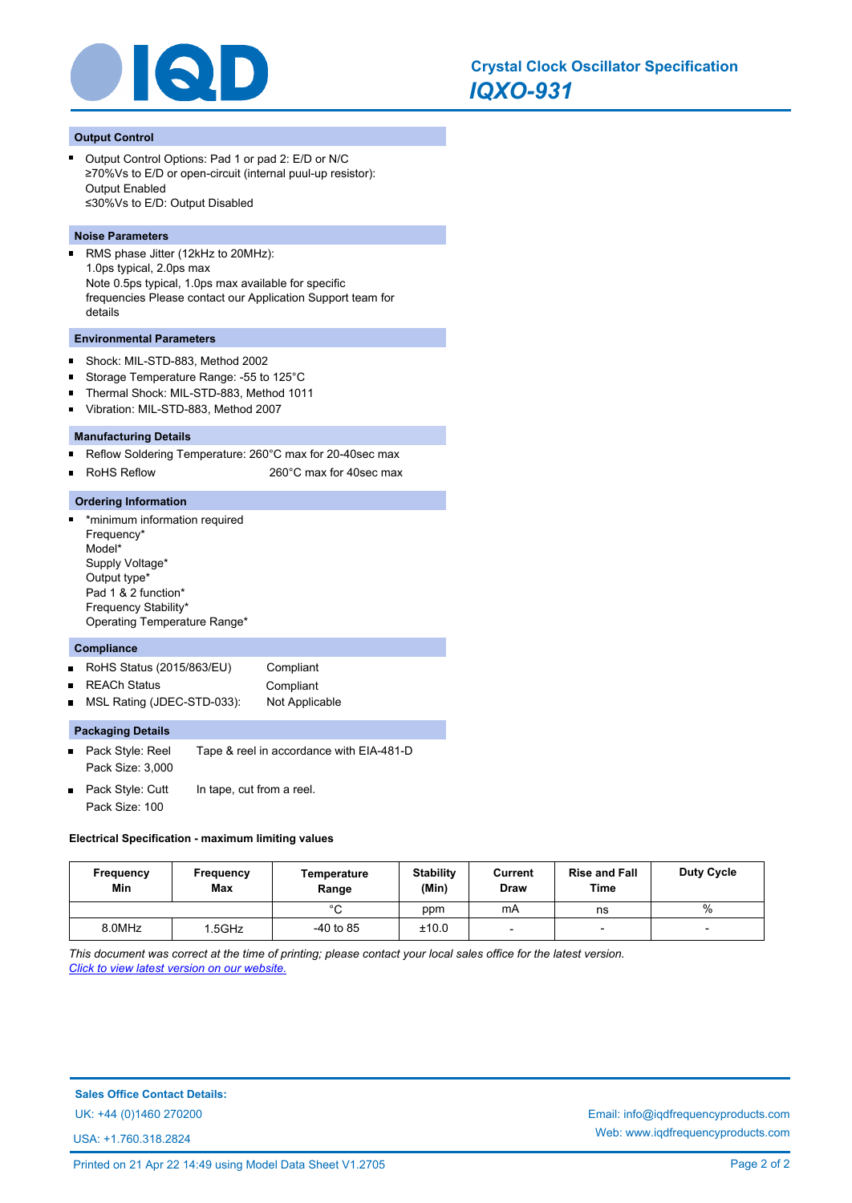## Output Control

- Output Control Options: Pad 1 or pad 2: E/D or N/C
  ≥70%Vs to E/D or open-circuit (internal puul-up resistor):
  Output Enabled
  ≤30%Vs to E/D: Output Disabled

## Noise Parameters

- RMS phase Jitter (12kHz to 20MHz):
  1.0ps typical, 2.0ps max
  Note 0.5ps typical, 1.0ps max available for specific frequencies Please contact our Application Support team for details

## Environmental Parameters

- Shock: MIL-STD-883, Method 2002
- Storage Temperature Range: -55 to 125°C
- Thermal Shock: MIL-STD-883, Method 1011
- Vibration: MIL-STD-883, Method 2007

## Manufacturing Details

- Reflow Soldering Temperature: 260°C max for 20-40sec max
- RoHS Reflow 260°C max for 40sec max

## Ordering Information

- *minimum information required
  Frequency*
  Model*
  Supply Voltage*
  Output type*
  Pad 1 & 2 function*
  Frequency Stability*
  Operating Temperature Range*

## Compliance

- RoHS Status (2015/863/EU) Compliant
- REACh Status Compliant
- MSL Rating (JDEC-STD-033): Not Applicable

## Packaging Details

- Pack Style: Reel Tape & reel in accordance with EIA-481-D
  Pack Size: 3,000
- Pack Style: Cutt In tape, cut from a reel.
  Pack Size: 100

**Electrical Specification - maximum limiting values**

| Frequency Min | Frequency Max | Temperature Range | Stability (Min) | Current Draw | Rise and Fall Time | Duty Cycle |
|---|---|---|---|---|---|---|
| | | °C | ppm | mA | ns | % |
| 8.0MHz | 1.5GHz | -40 to 85 | ±10.0 | - | - | - |

*This document was correct at the time of printing; please contact your local sales office for the latest version.*
*Click to view latest version on our website.*

**Sales Office Contact Details:**

UK: +44 (0)1460 270200

USA: +1.760.318.2824

Email: info@iqdfrequencyproducts.com

Web: www.iqdfrequencyproducts.com